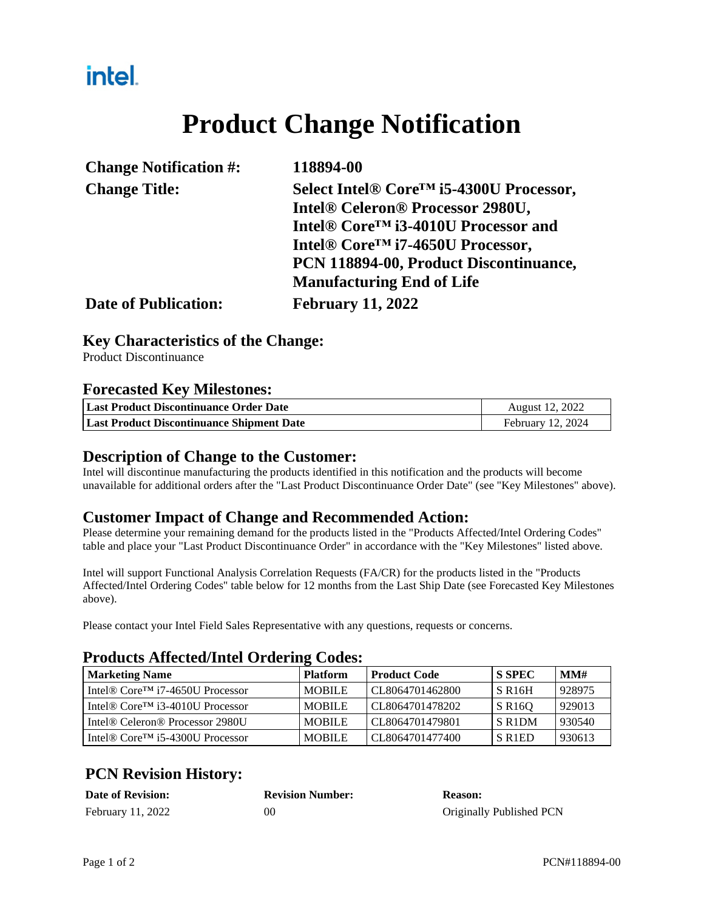intel.

# Product Change Notification

| | |
|---|---|
| **Change Notification #:** | **118894-00** |
| **Change Title:** | **Select Intel® Core™ i5-4300U Processor, Intel® Celeron® Processor 2980U, Intel® Core™ i3-4010U Processor and Intel® Core™ i7-4650U Processor, PCN 118894-00, Product Discontinuance, Manufacturing End of Life** |
| **Date of Publication:** | **February 11, 2022** |

## Key Characteristics of the Change:

Product Discontinuance

## Forecasted Key Milestones:

| | |
|---|---|
| **Last Product Discontinuance Order Date** | August 12, 2022 |
| **Last Product Discontinuance Shipment Date** | February 12, 2024 |

## Description of Change to the Customer:

Intel will discontinue manufacturing the products identified in this notification and the products will become unavailable for additional orders after the "Last Product Discontinuance Order Date" (see "Key Milestones" above).

## Customer Impact of Change and Recommended Action:

Please determine your remaining demand for the products listed in the "Products Affected/Intel Ordering Codes" table and place your "Last Product Discontinuance Order" in accordance with the "Key Milestones" listed above.

Intel will support Functional Analysis Correlation Requests (FA/CR) for the products listed in the "Products Affected/Intel Ordering Codes" table below for 12 months from the Last Ship Date (see Forecasted Key Milestones above).

Please contact your Intel Field Sales Representative with any questions, requests or concerns.

## Products Affected/Intel Ordering Codes:

| Marketing Name | Platform | Product Code | S SPEC | MM# |
|---|---|---|---|---|
| Intel® Core™ i7-4650U Processor | MOBILE | CL8064701462800 | S R16H | 928975 |
| Intel® Core™ i3-4010U Processor | MOBILE | CL8064701478202 | S R16Q | 929013 |
| Intel® Celeron® Processor 2980U | MOBILE | CL8064701479801 | S R1DM | 930540 |
| Intel® Core™ i5-4300U Processor | MOBILE | CL8064701477400 | S R1ED | 930613 |

## PCN Revision History:

| Date of Revision: | Revision Number: | Reason: |
|---|---|---|
| February 11, 2022 | 00 | Originally Published PCN |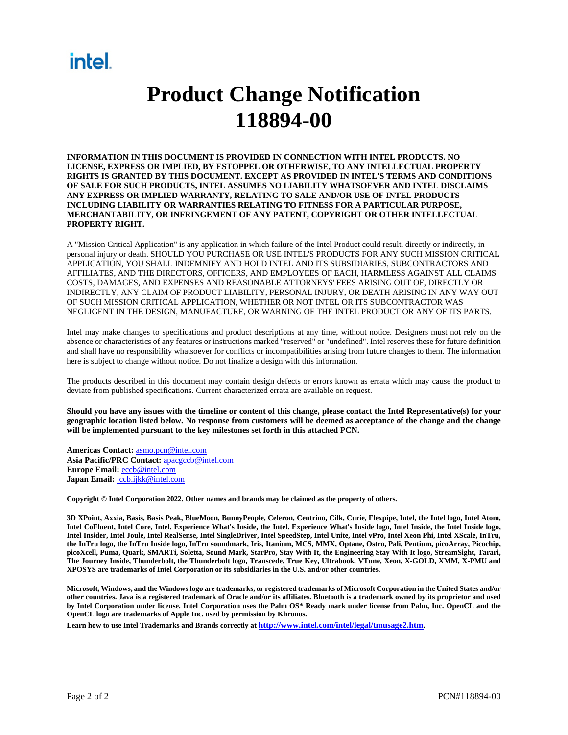intel.

# Product Change Notification 118894-00

**INFORMATION IN THIS DOCUMENT IS PROVIDED IN CONNECTION WITH INTEL PRODUCTS. NO LICENSE, EXPRESS OR IMPLIED, BY ESTOPPEL OR OTHERWISE, TO ANY INTELLECTUAL PROPERTY RIGHTS IS GRANTED BY THIS DOCUMENT. EXCEPT AS PROVIDED IN INTEL'S TERMS AND CONDITIONS OF SALE FOR SUCH PRODUCTS, INTEL ASSUMES NO LIABILITY WHATSOEVER AND INTEL DISCLAIMS ANY EXPRESS OR IMPLIED WARRANTY, RELATING TO SALE AND/OR USE OF INTEL PRODUCTS INCLUDING LIABILITY OR WARRANTIES RELATING TO FITNESS FOR A PARTICULAR PURPOSE, MERCHANTABILITY, OR INFRINGEMENT OF ANY PATENT, COPYRIGHT OR OTHER INTELLECTUAL PROPERTY RIGHT.**

A "Mission Critical Application" is any application in which failure of the Intel Product could result, directly or indirectly, in personal injury or death. SHOULD YOU PURCHASE OR USE INTEL'S PRODUCTS FOR ANY SUCH MISSION CRITICAL APPLICATION, YOU SHALL INDEMNIFY AND HOLD INTEL AND ITS SUBSIDIARIES, SUBCONTRACTORS AND AFFILIATES, AND THE DIRECTORS, OFFICERS, AND EMPLOYEES OF EACH, HARMLESS AGAINST ALL CLAIMS COSTS, DAMAGES, AND EXPENSES AND REASONABLE ATTORNEYS' FEES ARISING OUT OF, DIRECTLY OR INDIRECTLY, ANY CLAIM OF PRODUCT LIABILITY, PERSONAL INJURY, OR DEATH ARISING IN ANY WAY OUT OF SUCH MISSION CRITICAL APPLICATION, WHETHER OR NOT INTEL OR ITS SUBCONTRACTOR WAS NEGLIGENT IN THE DESIGN, MANUFACTURE, OR WARNING OF THE INTEL PRODUCT OR ANY OF ITS PARTS.

Intel may make changes to specifications and product descriptions at any time, without notice. Designers must not rely on the absence or characteristics of any features or instructions marked "reserved" or "undefined". Intel reserves these for future definition and shall have no responsibility whatsoever for conflicts or incompatibilities arising from future changes to them. The information here is subject to change without notice. Do not finalize a design with this information.

The products described in this document may contain design defects or errors known as errata which may cause the product to deviate from published specifications. Current characterized errata are available on request.

**Should you have any issues with the timeline or content of this change, please contact the Intel Representative(s) for your geographic location listed below. No response from customers will be deemed as acceptance of the change and the change will be implemented pursuant to the key milestones set forth in this attached PCN.**

**Americas Contact:** asmo.pcn@intel.com
**Asia Pacific/PRC Contact:** apacgccb@intel.com
**Europe Email:** eccb@intel.com
**Japan Email:** jccb.ijkk@intel.com

**Copyright © Intel Corporation 2022. Other names and brands may be claimed as the property of others.**

**3D XPoint, Axxia, Basis, Basis Peak, BlueMoon, BunnyPeople, Celeron, Centrino, Cilk, Curie, Flexpipe, Intel, the Intel logo, Intel Atom, Intel CoFluent, Intel Core, Intel. Experience What's Inside, the Intel. Experience What's Inside logo, Intel Inside, the Intel Inside logo, Intel Insider, Intel Joule, Intel RealSense, Intel SingleDriver, Intel SpeedStep, Intel Unite, Intel vPro, Intel Xeon Phi, Intel XScale, InTru, the InTru logo, the InTru Inside logo, InTru soundmark, Iris, Itanium, MCS, MMX, Optane, Ostro, Pali, Pentium, picoArray, Picochip, picoXcell, Puma, Quark, SMARTi, Soletta, Sound Mark, StarPro, Stay With It, the Engineering Stay With It logo, StreamSight, Tarari, The Journey Inside, Thunderbolt, the Thunderbolt logo, Transcede, True Key, Ultrabook, VTune, Xeon, X-GOLD, XMM, X-PMU and XPOSYS are trademarks of Intel Corporation or its subsidiaries in the U.S. and/or other countries.**

**Microsoft, Windows, and the Windows logo are trademarks, or registered trademarks of Microsoft Corporation in the United States and/or other countries. Java is a registered trademark of Oracle and/or its affiliates. Bluetooth is a trademark owned by its proprietor and used by Intel Corporation under license. Intel Corporation uses the Palm OS* Ready mark under license from Palm, Inc. OpenCL and the OpenCL logo are trademarks of Apple Inc. used by permission by Khronos.**

**Learn how to use Intel Trademarks and Brands correctly at http://www.intel.com/intel/legal/tmusage2.htm.**